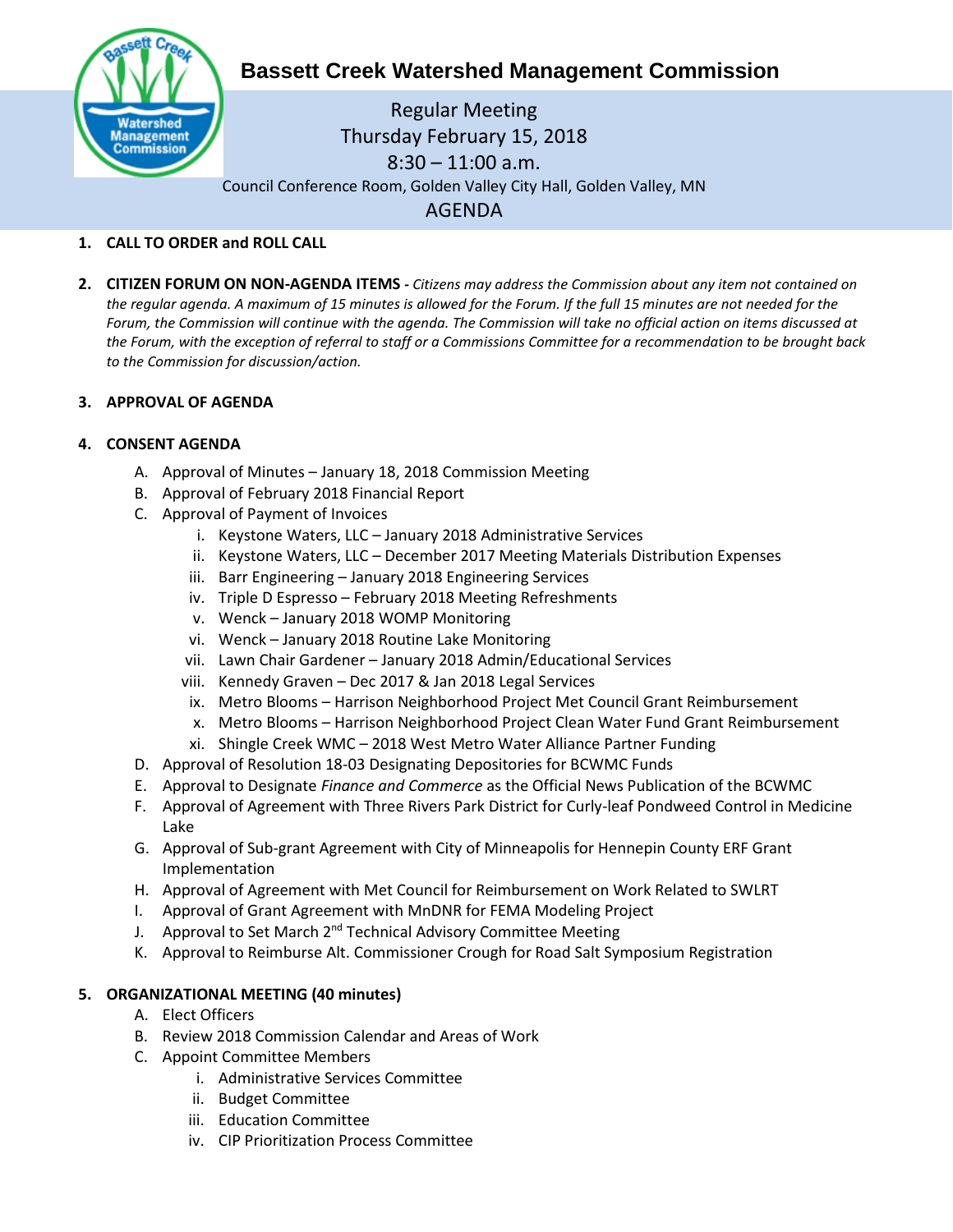# Bassett Creek Watershed Management Commission

Regular Meeting
Thursday February 15, 2018
8:30 – 11:00 a.m.
Council Conference Room, Golden Valley City Hall, Golden Valley, MN

## AGENDA

1. **CALL TO ORDER and ROLL CALL**

2. **CITIZEN FORUM ON NON-AGENDA ITEMS -** *Citizens may address the Commission about any item not contained on the regular agenda. A maximum of 15 minutes is allowed for the Forum. If the full 15 minutes are not needed for the Forum, the Commission will continue with the agenda. The Commission will take no official action on items discussed at the Forum, with the exception of referral to staff or a Commissions Committee for a recommendation to be brought back to the Commission for discussion/action.*

3. **APPROVAL OF AGENDA**

4. **CONSENT AGENDA**
   - A. Approval of Minutes – January 18, 2018 Commission Meeting
   - B. Approval of February 2018 Financial Report
   - C. Approval of Payment of Invoices
     - i. Keystone Waters, LLC – January 2018 Administrative Services
     - ii. Keystone Waters, LLC – December 2017 Meeting Materials Distribution Expenses
     - iii. Barr Engineering – January 2018 Engineering Services
     - iv. Triple D Espresso – February 2018 Meeting Refreshments
     - v. Wenck – January 2018 WOMP Monitoring
     - vi. Wenck – January 2018 Routine Lake Monitoring
     - vii. Lawn Chair Gardener – January 2018 Admin/Educational Services
     - viii. Kennedy Graven – Dec 2017 & Jan 2018 Legal Services
     - ix. Metro Blooms – Harrison Neighborhood Project Met Council Grant Reimbursement
     - x. Metro Blooms – Harrison Neighborhood Project Clean Water Fund Grant Reimbursement
     - xi. Shingle Creek WMC – 2018 West Metro Water Alliance Partner Funding
   - D. Approval of Resolution 18-03 Designating Depositories for BCWMC Funds
   - E. Approval to Designate *Finance and Commerce* as the Official News Publication of the BCWMC
   - F. Approval of Agreement with Three Rivers Park District for Curly-leaf Pondweed Control in Medicine Lake
   - G. Approval of Sub-grant Agreement with City of Minneapolis for Hennepin County ERF Grant Implementation
   - H. Approval of Agreement with Met Council for Reimbursement on Work Related to SWLRT
   - I. Approval of Grant Agreement with MnDNR for FEMA Modeling Project
   - J. Approval to Set March 2nd Technical Advisory Committee Meeting
   - K. Approval to Reimburse Alt. Commissioner Crough for Road Salt Symposium Registration

5. **ORGANIZATIONAL MEETING (40 minutes)**
   - A. Elect Officers
   - B. Review 2018 Commission Calendar and Areas of Work
   - C. Appoint Committee Members
     - i. Administrative Services Committee
     - ii. Budget Committee
     - iii. Education Committee
     - iv. CIP Prioritization Process Committee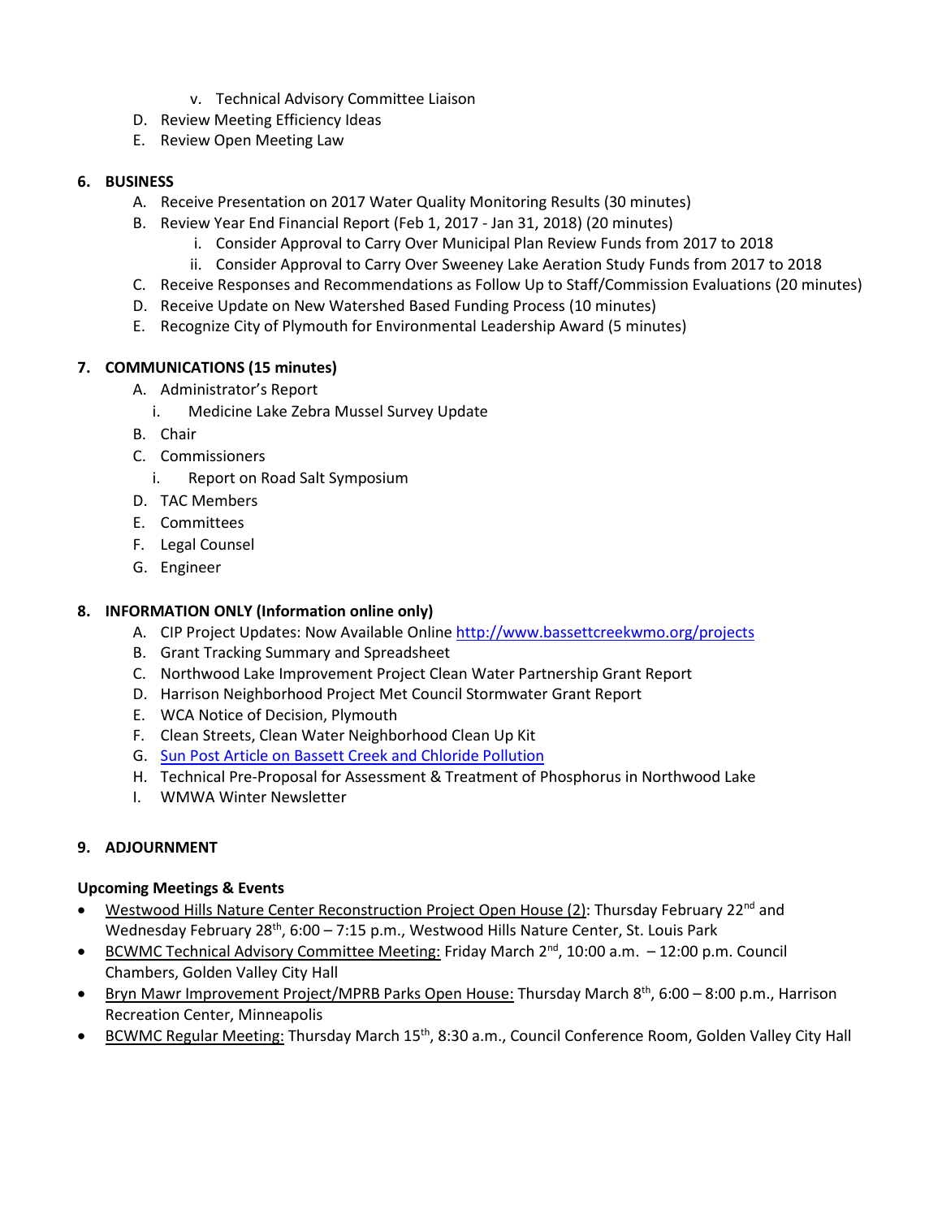v. Technical Advisory Committee Liaison

D. Review Meeting Efficiency Ideas

E. Review Open Meeting Law

**6. BUSINESS**

A. Receive Presentation on 2017 Water Quality Monitoring Results (30 minutes)

B. Review Year End Financial Report (Feb 1, 2017 - Jan 31, 2018) (20 minutes)

   i. Consider Approval to Carry Over Municipal Plan Review Funds from 2017 to 2018

   ii. Consider Approval to Carry Over Sweeney Lake Aeration Study Funds from 2017 to 2018

C. Receive Responses and Recommendations as Follow Up to Staff/Commission Evaluations (20 minutes)

D. Receive Update on New Watershed Based Funding Process (10 minutes)

E. Recognize City of Plymouth for Environmental Leadership Award (5 minutes)

**7. COMMUNICATIONS (15 minutes)**

A. Administrator's Report

   i. Medicine Lake Zebra Mussel Survey Update

B. Chair

C. Commissioners

   i. Report on Road Salt Symposium

D. TAC Members

E. Committees

F. Legal Counsel

G. Engineer

**8. INFORMATION ONLY (Information online only)**

A. CIP Project Updates: Now Available Online http://www.bassettcreekwmo.org/projects

B. Grant Tracking Summary and Spreadsheet

C. Northwood Lake Improvement Project Clean Water Partnership Grant Report

D. Harrison Neighborhood Project Met Council Stormwater Grant Report

E. WCA Notice of Decision, Plymouth

F. Clean Streets, Clean Water Neighborhood Clean Up Kit

G. Sun Post Article on Bassett Creek and Chloride Pollution

H. Technical Pre-Proposal for Assessment & Treatment of Phosphorus in Northwood Lake

I. WMWA Winter Newsletter

**9. ADJOURNMENT**

**Upcoming Meetings & Events**

- Westwood Hills Nature Center Reconstruction Project Open House (2): Thursday February 22nd and Wednesday February 28th, 6:00 – 7:15 p.m., Westwood Hills Nature Center, St. Louis Park
- BCWMC Technical Advisory Committee Meeting: Friday March 2nd, 10:00 a.m. – 12:00 p.m. Council Chambers, Golden Valley City Hall
- Bryn Mawr Improvement Project/MPRB Parks Open House: Thursday March 8th, 6:00 – 8:00 p.m., Harrison Recreation Center, Minneapolis
- BCWMC Regular Meeting: Thursday March 15th, 8:30 a.m., Council Conference Room, Golden Valley City Hall